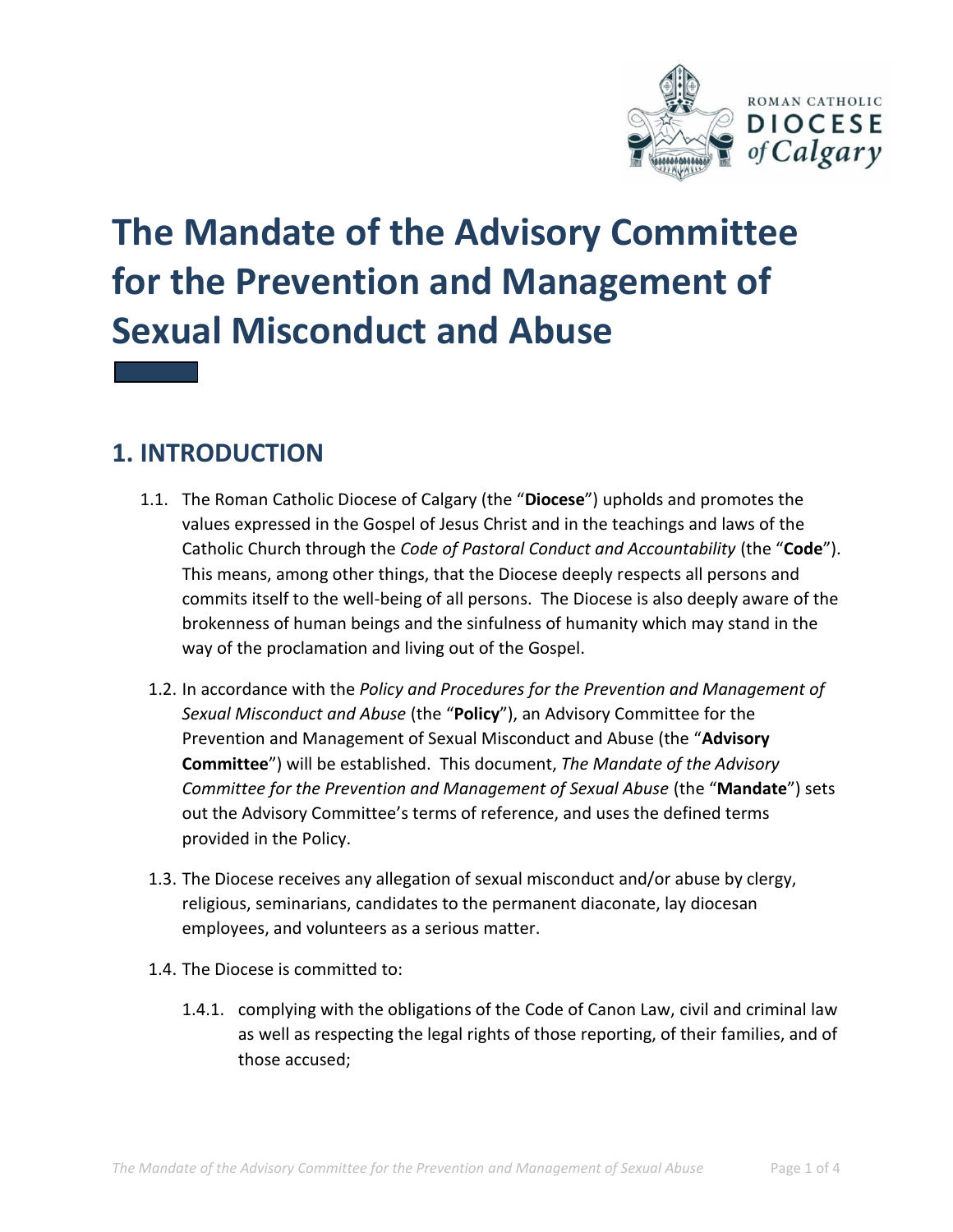ROMAN CATHOLIC
DIOCESE
of Calgary

# The Mandate of the Advisory Committee for the Prevention and Management of Sexual Misconduct and Abuse

## 1. INTRODUCTION

1.1. The Roman Catholic Diocese of Calgary (the "**Diocese**") upholds and promotes the values expressed in the Gospel of Jesus Christ and in the teachings and laws of the Catholic Church through the *Code of Pastoral Conduct and Accountability* (the "**Code**"). This means, among other things, that the Diocese deeply respects all persons and commits itself to the well-being of all persons. The Diocese is also deeply aware of the brokenness of human beings and the sinfulness of humanity which may stand in the way of the proclamation and living out of the Gospel.

1.2. In accordance with the *Policy and Procedures for the Prevention and Management of Sexual Misconduct and Abuse* (the "**Policy**"), an Advisory Committee for the Prevention and Management of Sexual Misconduct and Abuse (the "**Advisory Committee**") will be established. This document, *The Mandate of the Advisory Committee for the Prevention and Management of Sexual Abuse* (the "**Mandate**") sets out the Advisory Committee's terms of reference, and uses the defined terms provided in the Policy.

1.3. The Diocese receives any allegation of sexual misconduct and/or abuse by clergy, religious, seminarians, candidates to the permanent diaconate, lay diocesan employees, and volunteers as a serious matter.

1.4. The Diocese is committed to:

1.4.1. complying with the obligations of the Code of Canon Law, civil and criminal law as well as respecting the legal rights of those reporting, of their families, and of those accused;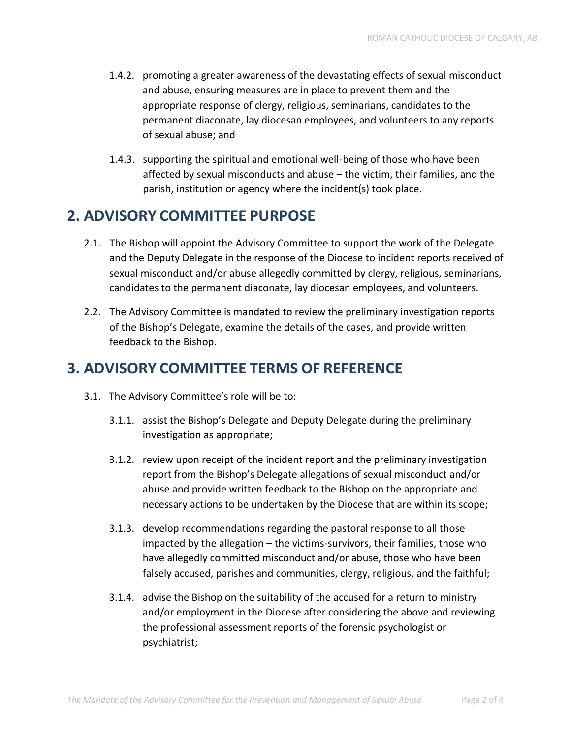1.4.2. promoting a greater awareness of the devastating effects of sexual misconduct and abuse, ensuring measures are in place to prevent them and the appropriate response of clergy, religious, seminarians, candidates to the permanent diaconate, lay diocesan employees, and volunteers to any reports of sexual abuse; and

1.4.3. supporting the spiritual and emotional well-being of those who have been affected by sexual misconducts and abuse – the victim, their families, and the parish, institution or agency where the incident(s) took place.

## 2. ADVISORY COMMITTEE PURPOSE

2.1. The Bishop will appoint the Advisory Committee to support the work of the Delegate and the Deputy Delegate in the response of the Diocese to incident reports received of sexual misconduct and/or abuse allegedly committed by clergy, religious, seminarians, candidates to the permanent diaconate, lay diocesan employees, and volunteers.

2.2. The Advisory Committee is mandated to review the preliminary investigation reports of the Bishop's Delegate, examine the details of the cases, and provide written feedback to the Bishop.

## 3. ADVISORY COMMITTEE TERMS OF REFERENCE

3.1. The Advisory Committee's role will be to:

3.1.1. assist the Bishop's Delegate and Deputy Delegate during the preliminary investigation as appropriate;

3.1.2. review upon receipt of the incident report and the preliminary investigation report from the Bishop's Delegate allegations of sexual misconduct and/or abuse and provide written feedback to the Bishop on the appropriate and necessary actions to be undertaken by the Diocese that are within its scope;

3.1.3. develop recommendations regarding the pastoral response to all those impacted by the allegation – the victims-survivors, their families, those who have allegedly committed misconduct and/or abuse, those who have been falsely accused, parishes and communities, clergy, religious, and the faithful;

3.1.4. advise the Bishop on the suitability of the accused for a return to ministry and/or employment in the Diocese after considering the above and reviewing the professional assessment reports of the forensic psychologist or psychiatrist;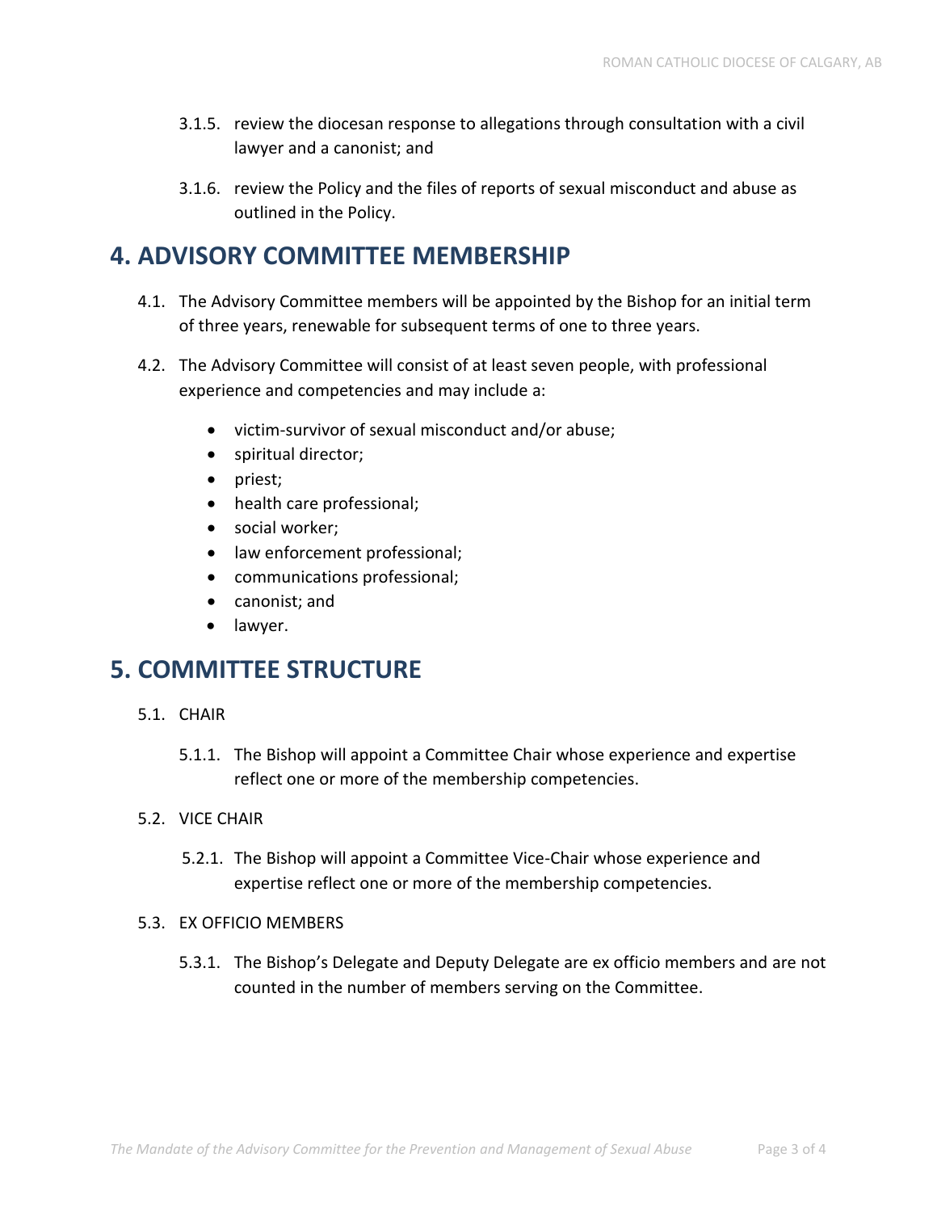3.1.5. review the diocesan response to allegations through consultation with a civil lawyer and a canonist; and

3.1.6. review the Policy and the files of reports of sexual misconduct and abuse as outlined in the Policy.

## 4. ADVISORY COMMITTEE MEMBERSHIP

4.1. The Advisory Committee members will be appointed by the Bishop for an initial term of three years, renewable for subsequent terms of one to three years.

4.2. The Advisory Committee will consist of at least seven people, with professional experience and competencies and may include a:

- victim-survivor of sexual misconduct and/or abuse;
- spiritual director;
- priest;
- health care professional;
- social worker;
- law enforcement professional;
- communications professional;
- canonist; and
- lawyer.

## 5. COMMITTEE STRUCTURE

5.1. CHAIR

5.1.1. The Bishop will appoint a Committee Chair whose experience and expertise reflect one or more of the membership competencies.

5.2. VICE CHAIR

5.2.1. The Bishop will appoint a Committee Vice-Chair whose experience and expertise reflect one or more of the membership competencies.

5.3. EX OFFICIO MEMBERS

5.3.1. The Bishop's Delegate and Deputy Delegate are ex officio members and are not counted in the number of members serving on the Committee.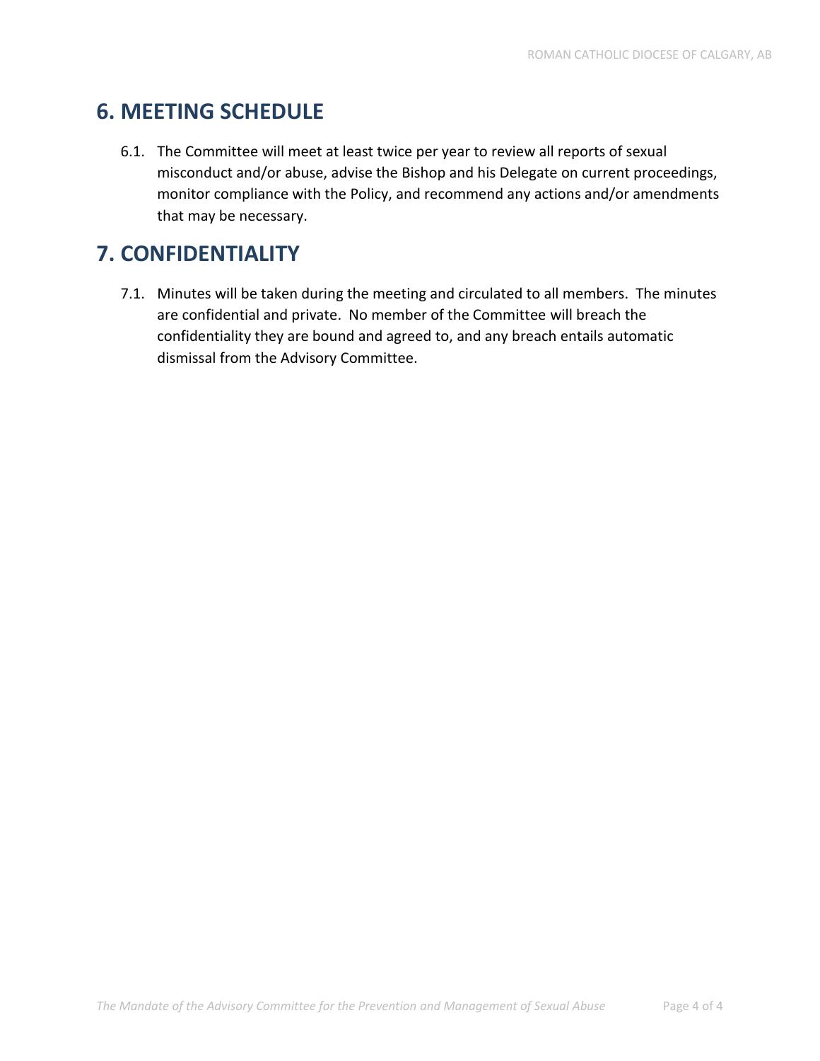## 6. MEETING SCHEDULE

6.1. The Committee will meet at least twice per year to review all reports of sexual misconduct and/or abuse, advise the Bishop and his Delegate on current proceedings, monitor compliance with the Policy, and recommend any actions and/or amendments that may be necessary.

## 7. CONFIDENTIALITY

7.1. Minutes will be taken during the meeting and circulated to all members. The minutes are confidential and private. No member of the Committee will breach the confidentiality they are bound and agreed to, and any breach entails automatic dismissal from the Advisory Committee.